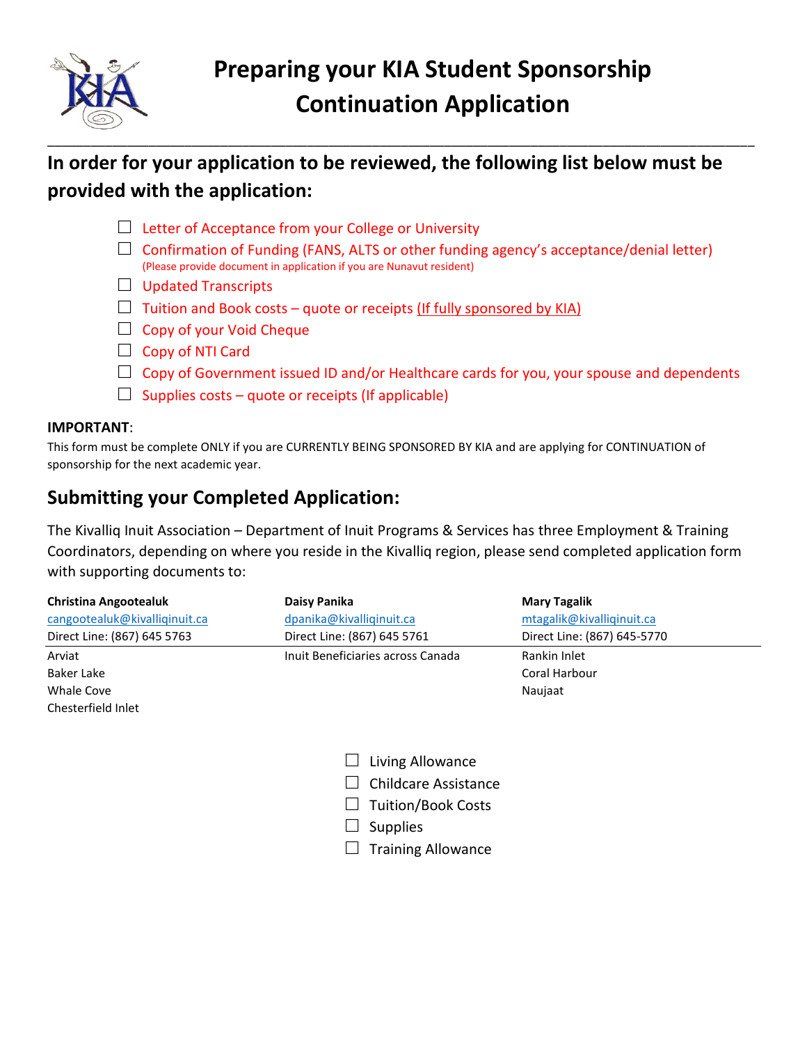# Preparing your KIA Student Sponsorship Continuation Application

## In order for your application to be reviewed, the following list below must be provided with the application:

- ☐ Letter of Acceptance from your College or University
- ☐ Confirmation of Funding (FANS, ALTS or other funding agency's acceptance/denial letter) (Please provide document in application if you are Nunavut resident)
- ☐ Updated Transcripts
- ☐ Tuition and Book costs – quote or receipts (If fully sponsored by KIA)
- ☐ Copy of your Void Cheque
- ☐ Copy of NTI Card
- ☐ Copy of Government issued ID and/or Healthcare cards for you, your spouse and dependents
- ☐ Supplies costs – quote or receipts (If applicable)

**IMPORTANT**:

This form must be complete ONLY if you are CURRENTLY BEING SPONSORED BY KIA and are applying for CONTINUATION of sponsorship for the next academic year.

## Submitting your Completed Application:

The Kivalliq Inuit Association – Department of Inuit Programs & Services has three Employment & Training Coordinators, depending on where you reside in the Kivalliq region, please send completed application form with supporting documents to:

| **Christina Angootealuk**<br>cangootealuk@kivalliqinuit.ca<br>Direct Line: (867) 645 5763 | **Daisy Panika**<br>dpanika@kivalliqinuit.ca<br>Direct Line: (867) 645 5761 | **Mary Tagalik**<br>mtagalik@kivalliqinuit.ca<br>Direct Line: (867) 645-5770 |
|---|---|---|
| Arviat<br>Baker Lake<br>Whale Cove<br>Chesterfield Inlet | Inuit Beneficiaries across Canada | Rankin Inlet<br>Coral Harbour<br>Naujaat |

- ☐ Living Allowance
- ☐ Childcare Assistance
- ☐ Tuition/Book Costs
- ☐ Supplies
- ☐ Training Allowance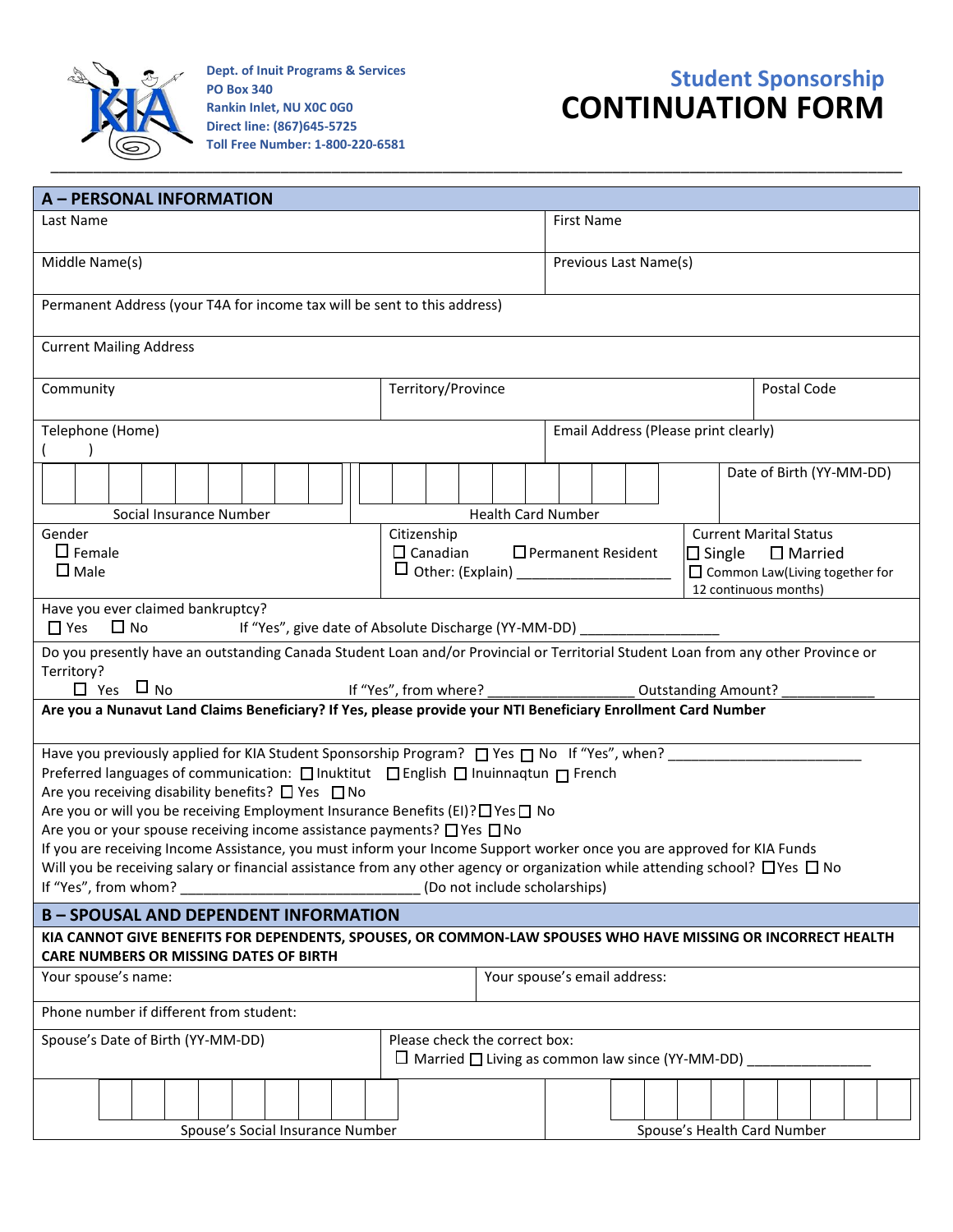Dept. of Inuit Programs & Services
PO Box 340
Rankin Inlet, NU X0C 0G0
Direct line: (867)645-5725
Toll Free Number: 1-800-220-6581

## Student Sponsorship
# CONTINUATION FORM

## A – PERSONAL INFORMATION

| Last Name | First Name |
|---|---|
| Middle Name(s) | Previous Last Name(s) |

Permanent Address (your T4A for income tax will be sent to this address)

Current Mailing Address

| Community | Territory/Province | Postal Code |
|---|---|---|

| Telephone (Home) ( ) | Email Address (Please print clearly) |
|---|---|

| Social Insurance Number | Health Card Number | Date of Birth (YY-MM-DD) |
|---|---|---|
| ☐☐☐☐☐☐☐☐☐ | ☐☐☐☐☐☐☐☐☐ | |

| Gender | Citizenship | Current Marital Status |
|---|---|---|
| ☐ Female ☐ Male | ☐ Canadian ☐ Permanent Resident ☐ Other: (Explain) ____________________ | ☐ Single ☐ Married ☐ Common Law(Living together for 12 continuous months) |

Have you ever claimed bankruptcy?
☐ Yes ☐ No If "Yes", give date of Absolute Discharge (YY-MM-DD) _________________

Do you presently have an outstanding Canada Student Loan and/or Provincial or Territorial Student Loan from any other Province or Territory?
☐ Yes ☐ No If "Yes", from where? ___________________ Outstanding Amount? ____________

**Are you a Nunavut Land Claims Beneficiary? If Yes, please provide your NTI Beneficiary Enrollment Card Number**

Have you previously applied for KIA Student Sponsorship Program? ☐ Yes ☐ No If "Yes", when? ________________________
Preferred languages of communication: ☐ Inuktitut ☐ English ☐ Inuinnaqtun ☐ French
Are you receiving disability benefits? ☐ Yes ☐ No
Are you or will you be receiving Employment Insurance Benefits (EI)? ☐ Yes ☐ No
Are you or your spouse receiving income assistance payments? ☐ Yes ☐ No
If you are receiving Income Assistance, you must inform your Income Support worker once you are approved for KIA Funds
Will you be receiving salary or financial assistance from any other agency or organization while attending school? ☐ Yes ☐ No
If "Yes", from whom? ______________________________ (Do not include scholarships)

## B – SPOUSAL AND DEPENDENT INFORMATION

**KIA CANNOT GIVE BENEFITS FOR DEPENDENTS, SPOUSES, OR COMMON-LAW SPOUSES WHO HAVE MISSING OR INCORRECT HEALTH CARE NUMBERS OR MISSING DATES OF BIRTH**

| Your spouse's name: | Your spouse's email address: |
|---|---|

Phone number if different from student:

| Spouse's Date of Birth (YY-MM-DD) | Please check the correct box: ☐ Married ☐ Living as common law since (YY-MM-DD) _______________ |
|---|---|

| Spouse's Social Insurance Number | Spouse's Health Card Number |
|---|---|
| ☐☐☐☐☐☐☐☐☐ | ☐☐☐☐☐☐☐☐☐ |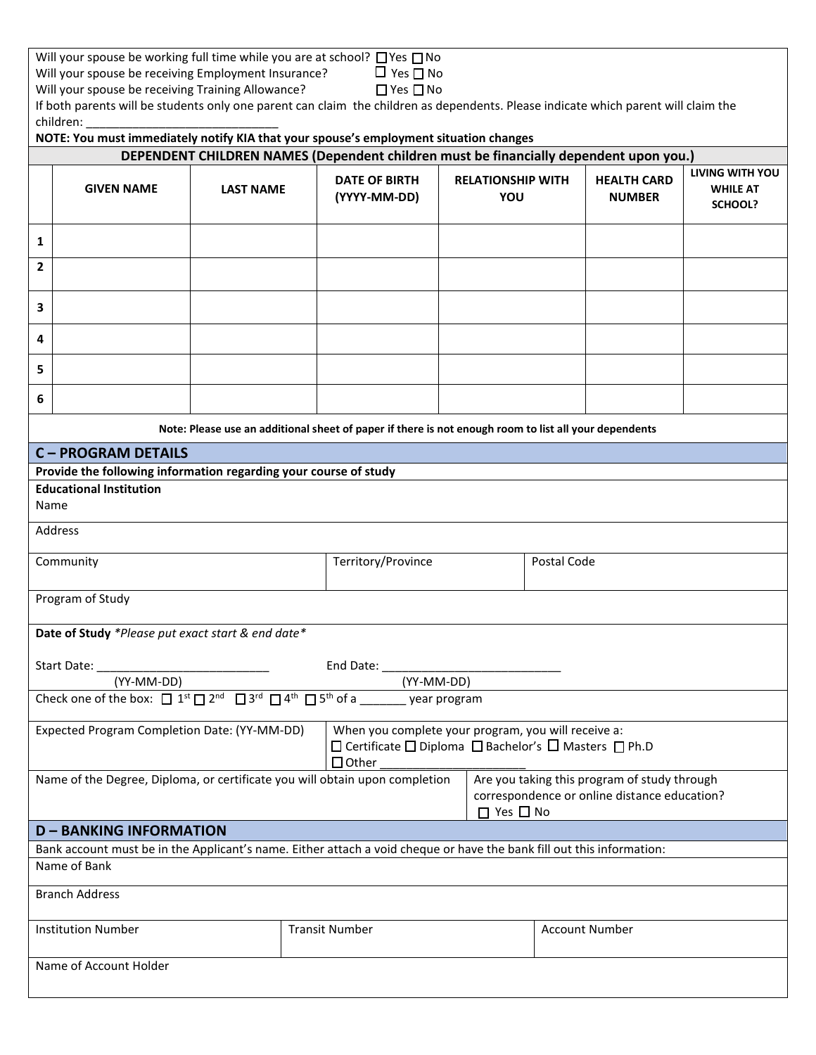Will your spouse be working full time while you are at school? ☐ Yes ☐ No
Will your spouse be receiving Employment Insurance? ☐ Yes ☐ No
Will your spouse be receiving Training Allowance? ☐ Yes ☐ No
If both parents will be students only one parent can claim the children as dependents. Please indicate which parent will claim the children: ______________________________

**NOTE: You must immediately notify KIA that your spouse's employment situation changes**

**DEPENDENT CHILDREN NAMES (Dependent children must be financially dependent upon you.)**

| | GIVEN NAME | LAST NAME | DATE OF BIRTH (YYYY-MM-DD) | RELATIONSHIP WITH YOU | HEALTH CARD NUMBER | LIVING WITH YOU WHILE AT SCHOOL? |
|---|---|---|---|---|---|---|
| 1 | | | | | | |
| 2 | | | | | | |
| 3 | | | | | | |
| 4 | | | | | | |
| 5 | | | | | | |
| 6 | | | | | | |

**Note: Please use an additional sheet of paper if there is not enough room to list all your dependents**

## C – PROGRAM DETAILS

**Provide the following information regarding your course of study**

**Educational Institution**
Name

Address

| Community | Territory/Province | Postal Code |
|---|---|---|
| | | |

Program of Study

**Date of Study** *\*Please put exact start & end date\**

Start Date: ___________________________ End Date: ___________________________
(YY-MM-DD) (YY-MM-DD)

Check one of the box: ☐ 1st ☐ 2nd ☐ 3rd ☐ 4th ☐ 5th of a _______ year program

| Expected Program Completion Date: (YY-MM-DD) | When you complete your program, you will receive a: ☐ Certificate ☐ Diploma ☐ Bachelor's ☐ Masters ☐ Ph.D ☐ Other ______________________ |
|---|---|

| Name of the Degree, Diploma, or certificate you will obtain upon completion | Are you taking this program of study through correspondence or online distance education? ☐ Yes ☐ No |
|---|---|

## D – BANKING INFORMATION

Bank account must be in the Applicant's name. Either attach a void cheque or have the bank fill out this information:

Name of Bank

Branch Address

| Institution Number | Transit Number | Account Number |
|---|---|---|
| | | |

Name of Account Holder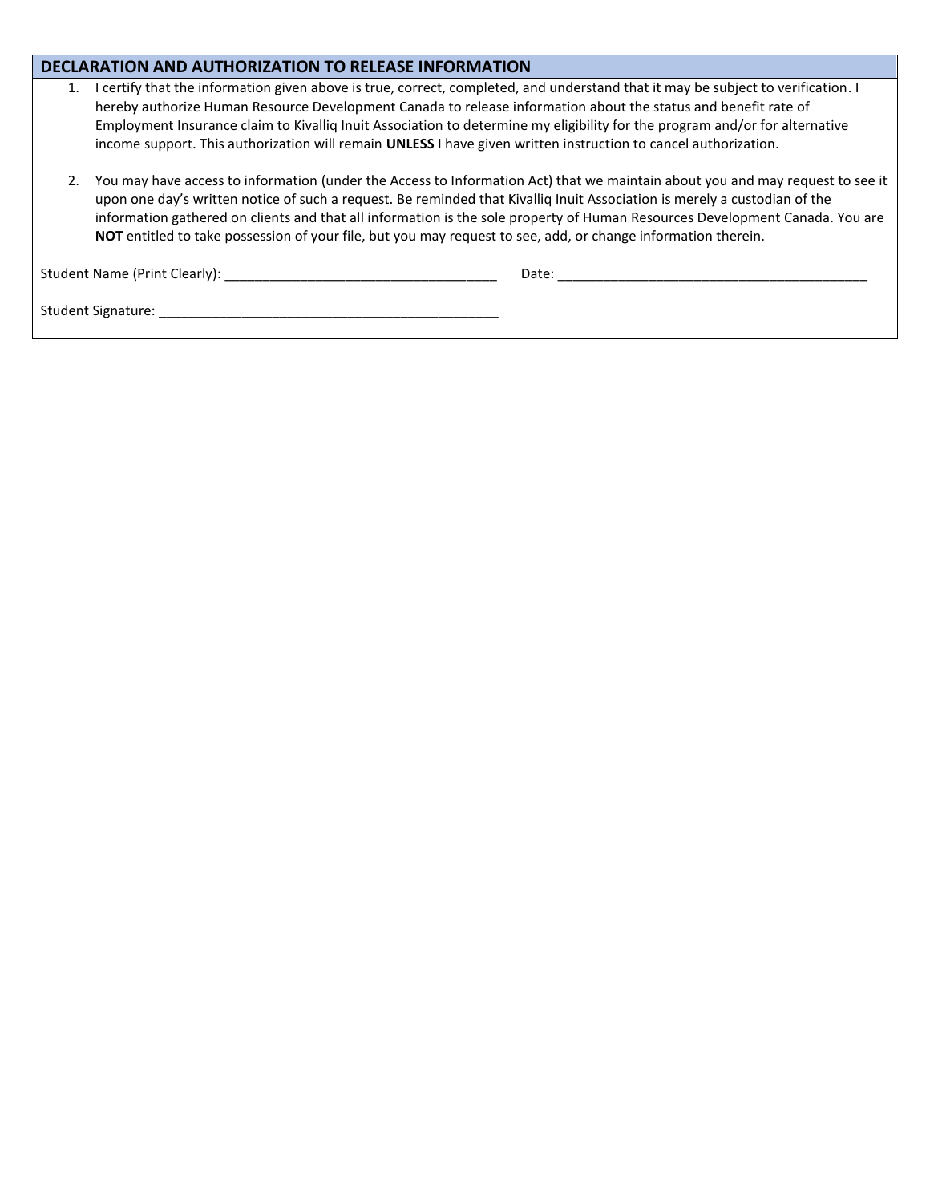## DECLARATION AND AUTHORIZATION TO RELEASE INFORMATION

1. I certify that the information given above is true, correct, completed, and understand that it may be subject to verification. I hereby authorize Human Resource Development Canada to release information about the status and benefit rate of Employment Insurance claim to Kivalliq Inuit Association to determine my eligibility for the program and/or for alternative income support. This authorization will remain **UNLESS** I have given written instruction to cancel authorization.

2. You may have access to information (under the Access to Information Act) that we maintain about you and may request to see it upon one day's written notice of such a request. Be reminded that Kivalliq Inuit Association is merely a custodian of the information gathered on clients and that all information is the sole property of Human Resources Development Canada. You are **NOT** entitled to take possession of your file, but you may request to see, add, or change information therein.

Student Name (Print Clearly): ____________________________________ Date: __________________________________________

Student Signature: _______________________________________________